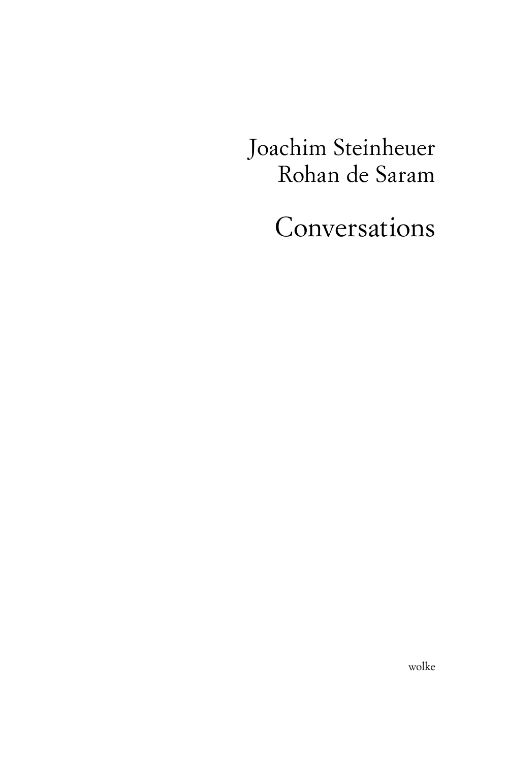Joachim Steinheuer
Rohan de Saram

# Conversations

wolke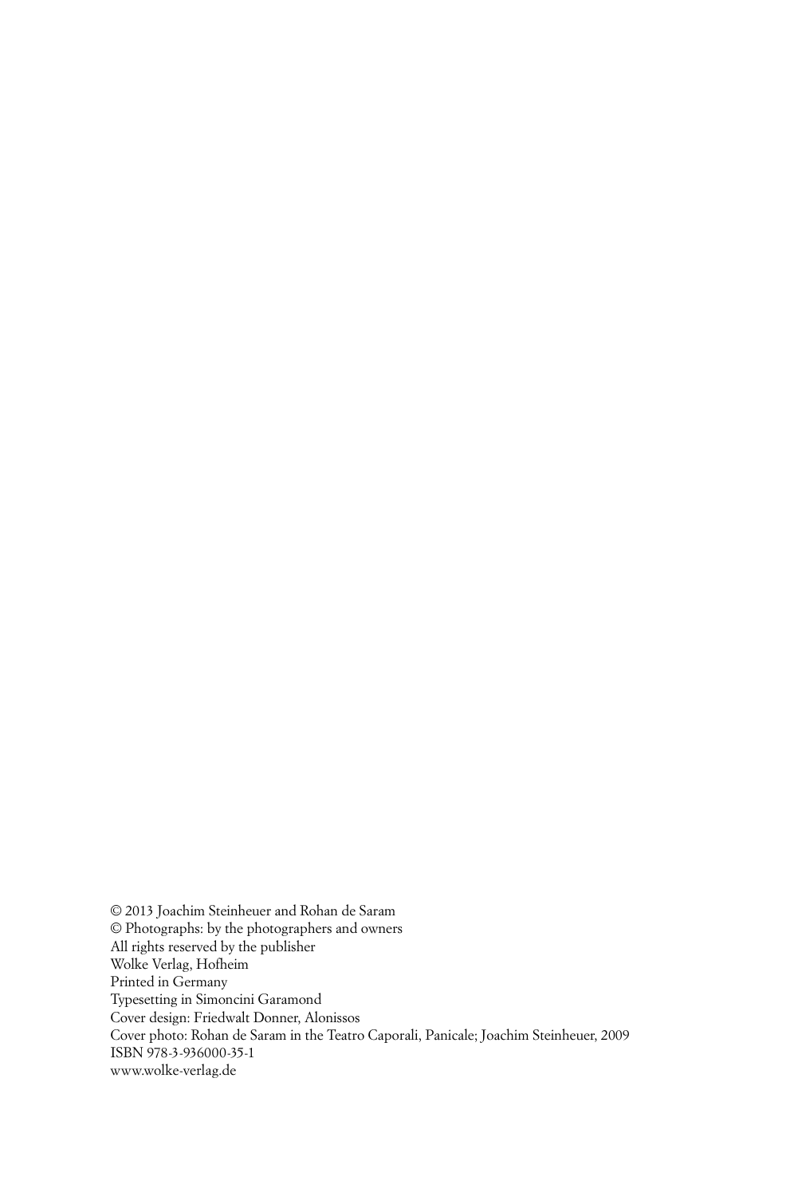© 2013 Joachim Steinheuer and Rohan de Saram
© Photographs: by the photographers and owners
All rights reserved by the publisher
Wolke Verlag, Hofheim
Printed in Germany
Typesetting in Simoncini Garamond
Cover design: Friedwalt Donner, Alonissos
Cover photo: Rohan de Saram in the Teatro Caporali, Panicale; Joachim Steinheuer, 2009
ISBN 978-3-936000-35-1
www.wolke-verlag.de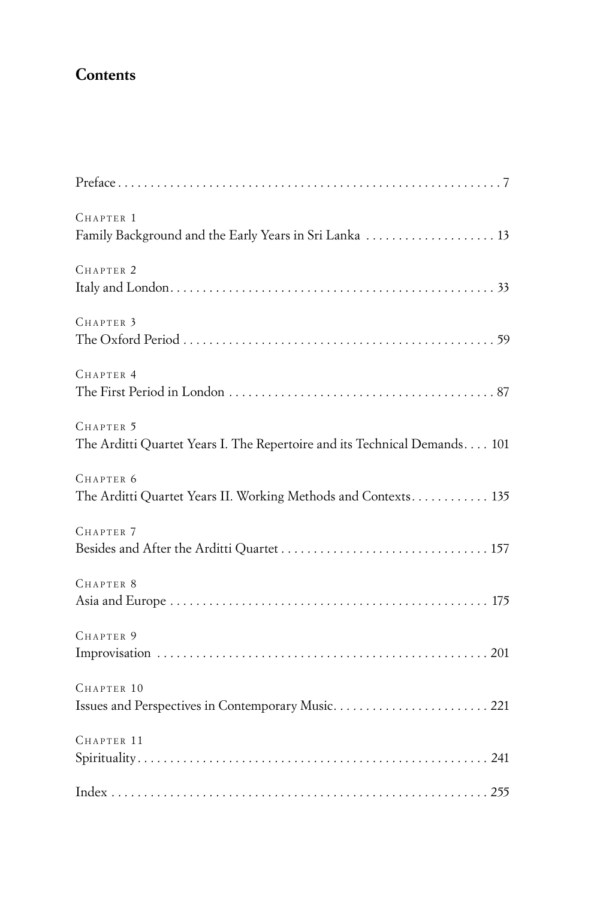## Contents

Preface . . . . . . . . . . 7

CHAPTER 1
Family Background and the Early Years in Sri Lanka . . . . . . . . . . 13

CHAPTER 2
Italy and London . . . . . . . . . . 33

CHAPTER 3
The Oxford Period . . . . . . . . . . 59

CHAPTER 4
The First Period in London . . . . . . . . . . 87

CHAPTER 5
The Arditti Quartet Years I. The Repertoire and its Technical Demands . . . . 101

CHAPTER 6
The Arditti Quartet Years II. Working Methods and Contexts . . . . . . . . . . 135

CHAPTER 7
Besides and After the Arditti Quartet . . . . . . . . . . 157

CHAPTER 8
Asia and Europe . . . . . . . . . . 175

CHAPTER 9
Improvisation . . . . . . . . . . 201

CHAPTER 10
Issues and Perspectives in Contemporary Music . . . . . . . . . . 221

CHAPTER 11
Spirituality . . . . . . . . . . 241

Index . . . . . . . . . . 255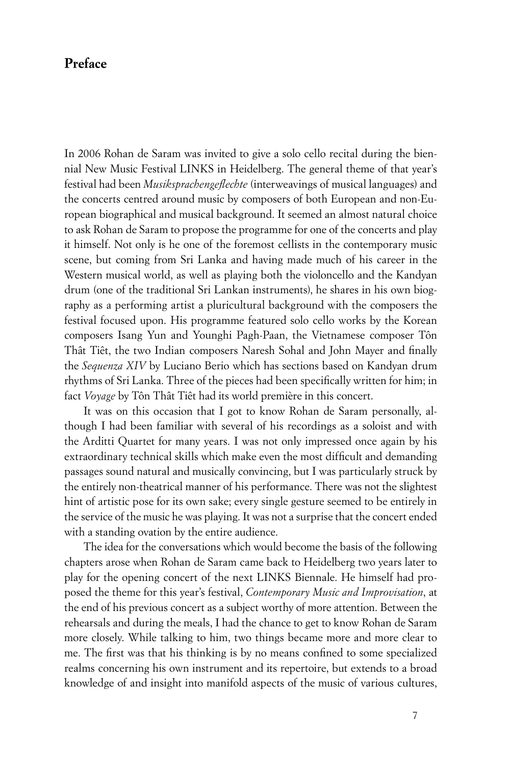## Preface

In 2006 Rohan de Saram was invited to give a solo cello recital during the biennial New Music Festival LINKS in Heidelberg. The general theme of that year's festival had been *Musiksprachengeflechte* (interweavings of musical languages) and the concerts centred around music by composers of both European and non-European biographical and musical background. It seemed an almost natural choice to ask Rohan de Saram to propose the programme for one of the concerts and play it himself. Not only is he one of the foremost cellists in the contemporary music scene, but coming from Sri Lanka and having made much of his career in the Western musical world, as well as playing both the violoncello and the Kandyan drum (one of the traditional Sri Lankan instruments), he shares in his own biography as a performing artist a pluricultural background with the composers the festival focused upon. His programme featured solo cello works by the Korean composers Isang Yun and Younghi Pagh-Paan, the Vietnamese composer Tôn Thât Tiêt, the two Indian composers Naresh Sohal and John Mayer and finally the *Sequenza XIV* by Luciano Berio which has sections based on Kandyan drum rhythms of Sri Lanka. Three of the pieces had been specifically written for him; in fact *Voyage* by Tôn Thât Tiêt had its world première in this concert.

It was on this occasion that I got to know Rohan de Saram personally, although I had been familiar with several of his recordings as a soloist and with the Arditti Quartet for many years. I was not only impressed once again by his extraordinary technical skills which make even the most difficult and demanding passages sound natural and musically convincing, but I was particularly struck by the entirely non-theatrical manner of his performance. There was not the slightest hint of artistic pose for its own sake; every single gesture seemed to be entirely in the service of the music he was playing. It was not a surprise that the concert ended with a standing ovation by the entire audience.

The idea for the conversations which would become the basis of the following chapters arose when Rohan de Saram came back to Heidelberg two years later to play for the opening concert of the next LINKS Biennale. He himself had proposed the theme for this year's festival, *Contemporary Music and Improvisation*, at the end of his previous concert as a subject worthy of more attention. Between the rehearsals and during the meals, I had the chance to get to know Rohan de Saram more closely. While talking to him, two things became more and more clear to me. The first was that his thinking is by no means confined to some specialized realms concerning his own instrument and its repertoire, but extends to a broad knowledge of and insight into manifold aspects of the music of various cultures,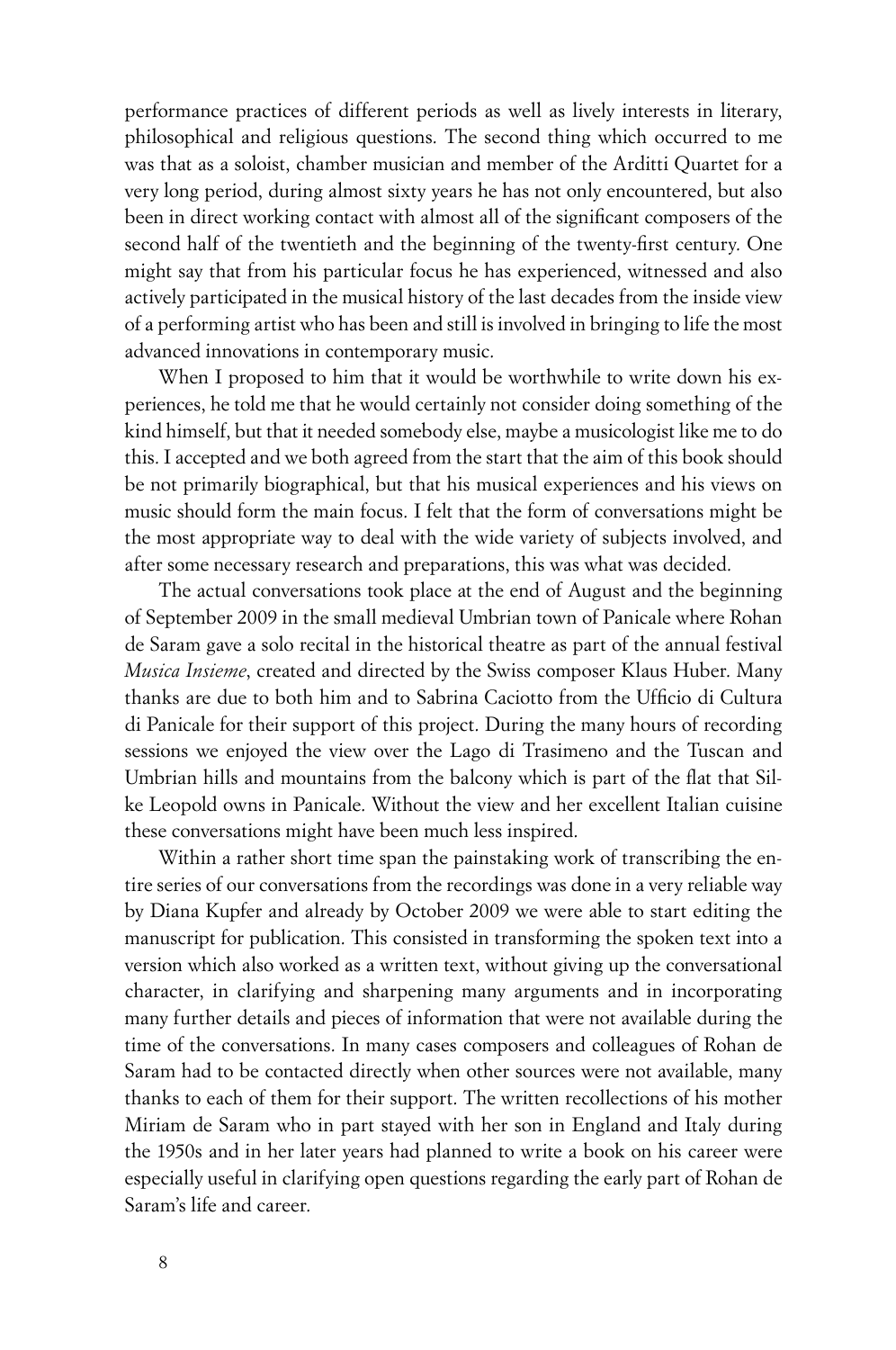performance practices of different periods as well as lively interests in literary, philosophical and religious questions. The second thing which occurred to me was that as a soloist, chamber musician and member of the Arditti Quartet for a very long period, during almost sixty years he has not only encountered, but also been in direct working contact with almost all of the significant composers of the second half of the twentieth and the beginning of the twenty-first century. One might say that from his particular focus he has experienced, witnessed and also actively participated in the musical history of the last decades from the inside view of a performing artist who has been and still is involved in bringing to life the most advanced innovations in contemporary music.

When I proposed to him that it would be worthwhile to write down his experiences, he told me that he would certainly not consider doing something of the kind himself, but that it needed somebody else, maybe a musicologist like me to do this. I accepted and we both agreed from the start that the aim of this book should be not primarily biographical, but that his musical experiences and his views on music should form the main focus. I felt that the form of conversations might be the most appropriate way to deal with the wide variety of subjects involved, and after some necessary research and preparations, this was what was decided.

The actual conversations took place at the end of August and the beginning of September 2009 in the small medieval Umbrian town of Panicale where Rohan de Saram gave a solo recital in the historical theatre as part of the annual festival *Musica Insieme*, created and directed by the Swiss composer Klaus Huber. Many thanks are due to both him and to Sabrina Caciotto from the Ufficio di Cultura di Panicale for their support of this project. During the many hours of recording sessions we enjoyed the view over the Lago di Trasimeno and the Tuscan and Umbrian hills and mountains from the balcony which is part of the flat that Silke Leopold owns in Panicale. Without the view and her excellent Italian cuisine these conversations might have been much less inspired.

Within a rather short time span the painstaking work of transcribing the entire series of our conversations from the recordings was done in a very reliable way by Diana Kupfer and already by October 2009 we were able to start editing the manuscript for publication. This consisted in transforming the spoken text into a version which also worked as a written text, without giving up the conversational character, in clarifying and sharpening many arguments and in incorporating many further details and pieces of information that were not available during the time of the conversations. In many cases composers and colleagues of Rohan de Saram had to be contacted directly when other sources were not available, many thanks to each of them for their support. The written recollections of his mother Miriam de Saram who in part stayed with her son in England and Italy during the 1950s and in her later years had planned to write a book on his career were especially useful in clarifying open questions regarding the early part of Rohan de Saram's life and career.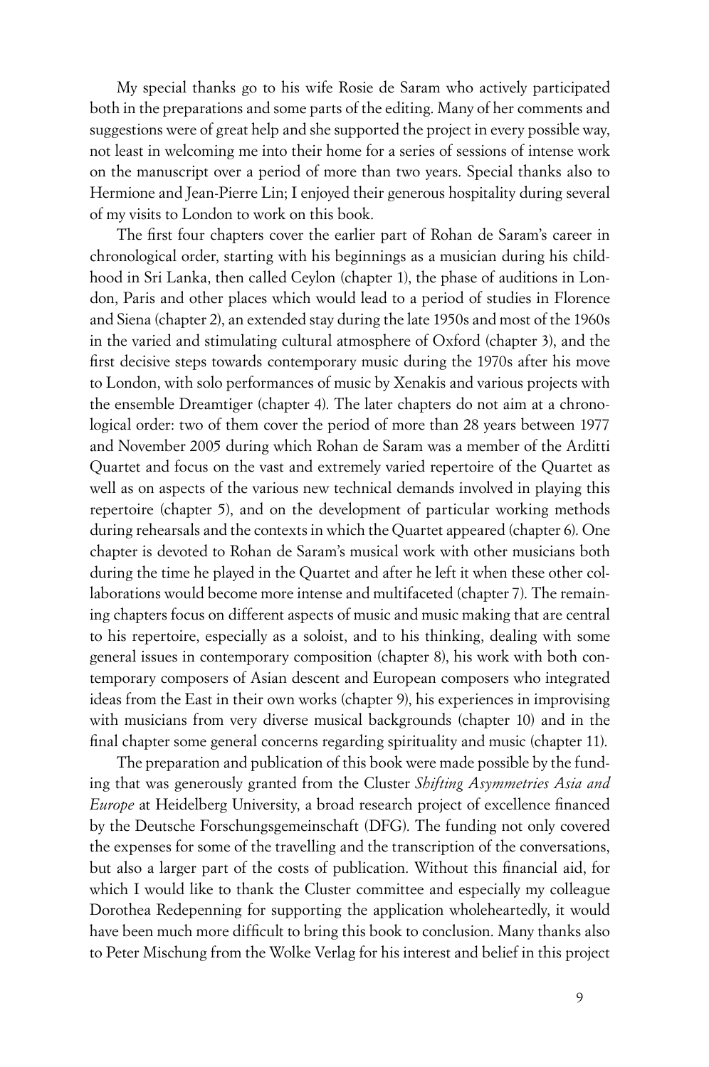My special thanks go to his wife Rosie de Saram who actively participated both in the preparations and some parts of the editing. Many of her comments and suggestions were of great help and she supported the project in every possible way, not least in welcoming me into their home for a series of sessions of intense work on the manuscript over a period of more than two years. Special thanks also to Hermione and Jean-Pierre Lin; I enjoyed their generous hospitality during several of my visits to London to work on this book.

The first four chapters cover the earlier part of Rohan de Saram's career in chronological order, starting with his beginnings as a musician during his childhood in Sri Lanka, then called Ceylon (chapter 1), the phase of auditions in London, Paris and other places which would lead to a period of studies in Florence and Siena (chapter 2), an extended stay during the late 1950s and most of the 1960s in the varied and stimulating cultural atmosphere of Oxford (chapter 3), and the first decisive steps towards contemporary music during the 1970s after his move to London, with solo performances of music by Xenakis and various projects with the ensemble Dreamtiger (chapter 4). The later chapters do not aim at a chronological order: two of them cover the period of more than 28 years between 1977 and November 2005 during which Rohan de Saram was a member of the Arditti Quartet and focus on the vast and extremely varied repertoire of the Quartet as well as on aspects of the various new technical demands involved in playing this repertoire (chapter 5), and on the development of particular working methods during rehearsals and the contexts in which the Quartet appeared (chapter 6). One chapter is devoted to Rohan de Saram's musical work with other musicians both during the time he played in the Quartet and after he left it when these other collaborations would become more intense and multifaceted (chapter 7). The remaining chapters focus on different aspects of music and music making that are central to his repertoire, especially as a soloist, and to his thinking, dealing with some general issues in contemporary composition (chapter 8), his work with both contemporary composers of Asian descent and European composers who integrated ideas from the East in their own works (chapter 9), his experiences in improvising with musicians from very diverse musical backgrounds (chapter 10) and in the final chapter some general concerns regarding spirituality and music (chapter 11).

The preparation and publication of this book were made possible by the funding that was generously granted from the Cluster *Shifting Asymmetries Asia and Europe* at Heidelberg University, a broad research project of excellence financed by the Deutsche Forschungsgemeinschaft (DFG). The funding not only covered the expenses for some of the travelling and the transcription of the conversations, but also a larger part of the costs of publication. Without this financial aid, for which I would like to thank the Cluster committee and especially my colleague Dorothea Redepenning for supporting the application wholeheartedly, it would have been much more difficult to bring this book to conclusion. Many thanks also to Peter Mischung from the Wolke Verlag for his interest and belief in this project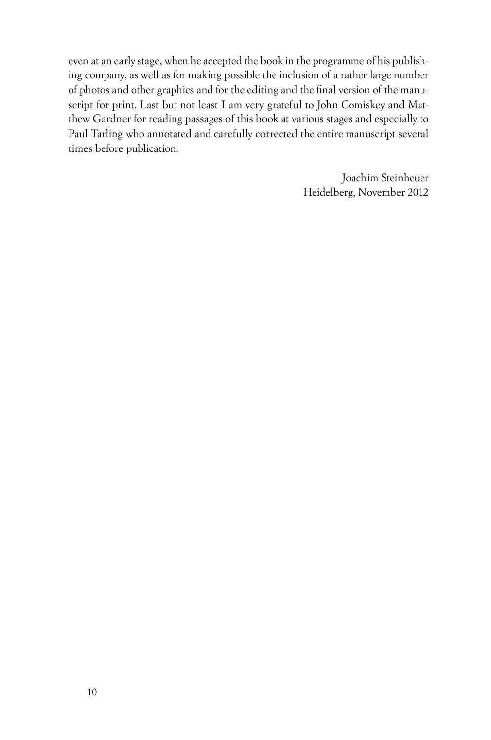even at an early stage, when he accepted the book in the programme of his publishing company, as well as for making possible the inclusion of a rather large number of photos and other graphics and for the editing and the final version of the manuscript for print. Last but not least I am very grateful to John Comiskey and Matthew Gardner for reading passages of this book at various stages and especially to Paul Tarling who annotated and carefully corrected the entire manuscript several times before publication.

Joachim Steinheuer
Heidelberg, November 2012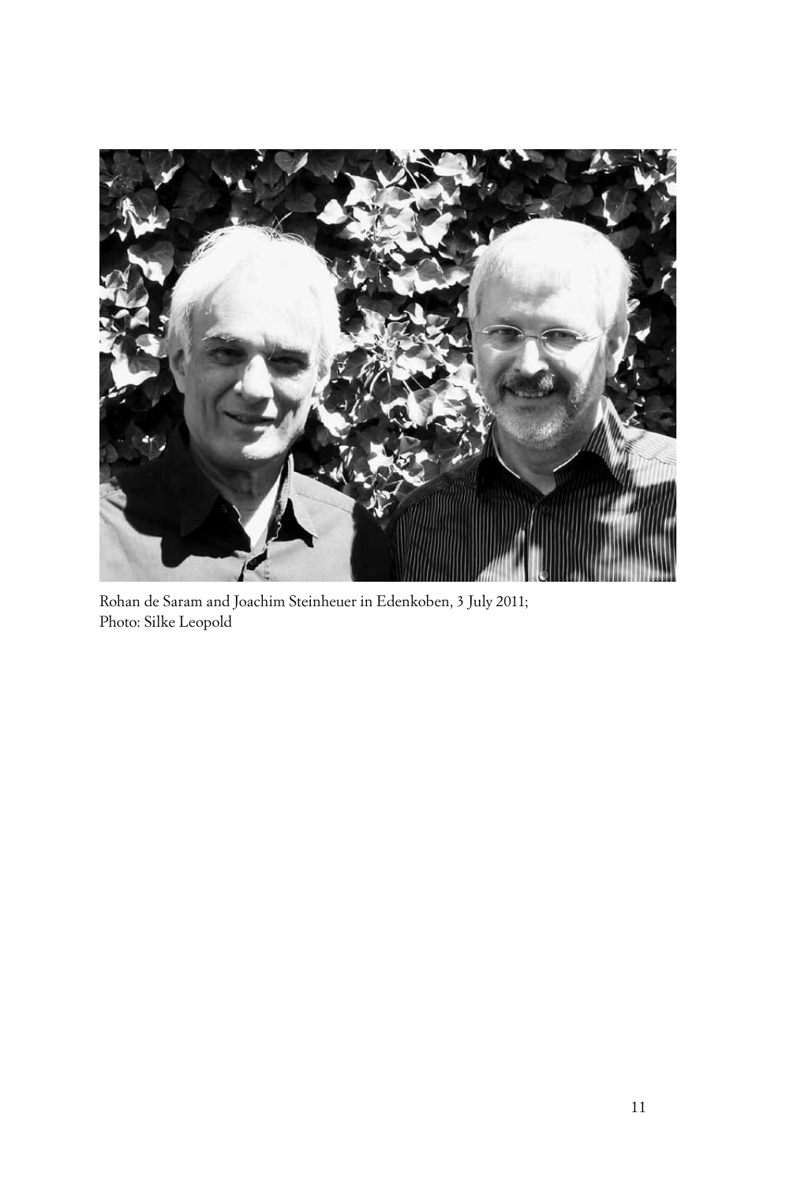Rohan de Saram and Joachim Steinheuer in Edenkoben, 3 July 2011;
Photo: Silke Leopold